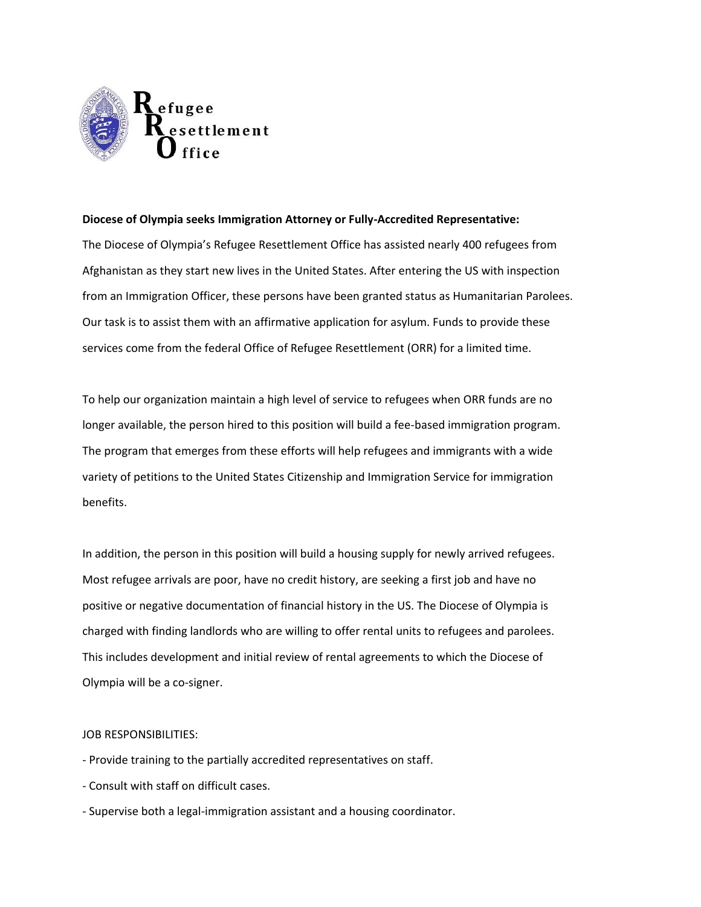Refugee Resettlement Office

**Diocese of Olympia seeks Immigration Attorney or Fully-Accredited Representative:**

The Diocese of Olympia's Refugee Resettlement Office has assisted nearly 400 refugees from Afghanistan as they start new lives in the United States. After entering the US with inspection from an Immigration Officer, these persons have been granted status as Humanitarian Parolees. Our task is to assist them with an affirmative application for asylum. Funds to provide these services come from the federal Office of Refugee Resettlement (ORR) for a limited time.

To help our organization maintain a high level of service to refugees when ORR funds are no longer available, the person hired to this position will build a fee-based immigration program. The program that emerges from these efforts will help refugees and immigrants with a wide variety of petitions to the United States Citizenship and Immigration Service for immigration benefits.

In addition, the person in this position will build a housing supply for newly arrived refugees. Most refugee arrivals are poor, have no credit history, are seeking a first job and have no positive or negative documentation of financial history in the US. The Diocese of Olympia is charged with finding landlords who are willing to offer rental units to refugees and parolees. This includes development and initial review of rental agreements to which the Diocese of Olympia will be a co-signer.

JOB RESPONSIBILITIES:

- Provide training to the partially accredited representatives on staff.
- Consult with staff on difficult cases.
- Supervise both a legal-immigration assistant and a housing coordinator.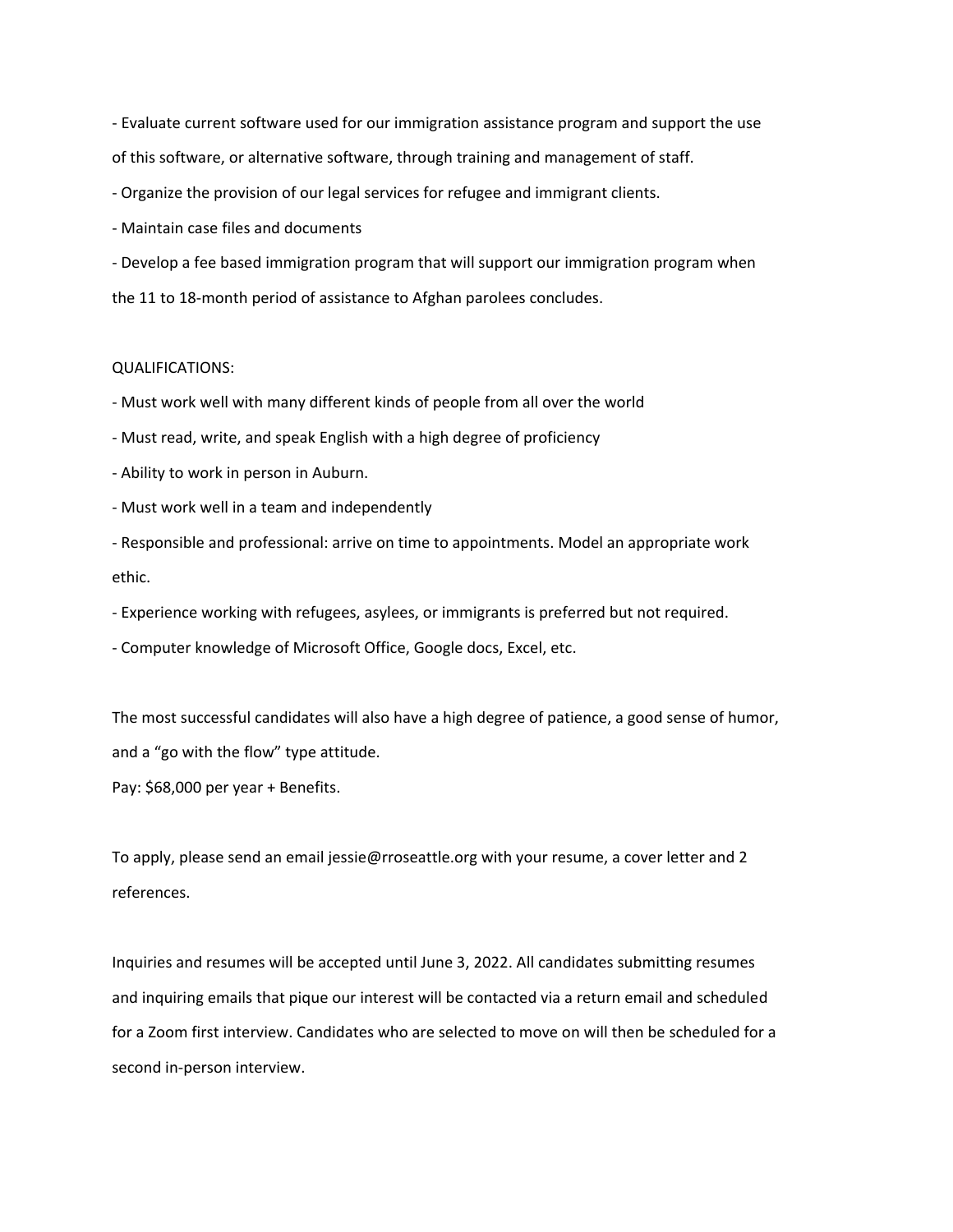- Evaluate current software used for our immigration assistance program and support the use of this software, or alternative software, through training and management of staff.
- Organize the provision of our legal services for refugee and immigrant clients.
- Maintain case files and documents
- Develop a fee based immigration program that will support our immigration program when the 11 to 18-month period of assistance to Afghan parolees concludes.

QUALIFICATIONS:

- Must work well with many different kinds of people from all over the world
- Must read, write, and speak English with a high degree of proficiency
- Ability to work in person in Auburn.
- Must work well in a team and independently
- Responsible and professional: arrive on time to appointments. Model an appropriate work ethic.
- Experience working with refugees, asylees, or immigrants is preferred but not required.
- Computer knowledge of Microsoft Office, Google docs, Excel, etc.

The most successful candidates will also have a high degree of patience, a good sense of humor, and a "go with the flow" type attitude.

Pay: $68,000 per year + Benefits.

To apply, please send an email jessie@rroseattle.org with your resume, a cover letter and 2 references.

Inquiries and resumes will be accepted until June 3, 2022. All candidates submitting resumes and inquiring emails that pique our interest will be contacted via a return email and scheduled for a Zoom first interview. Candidates who are selected to move on will then be scheduled for a second in-person interview.